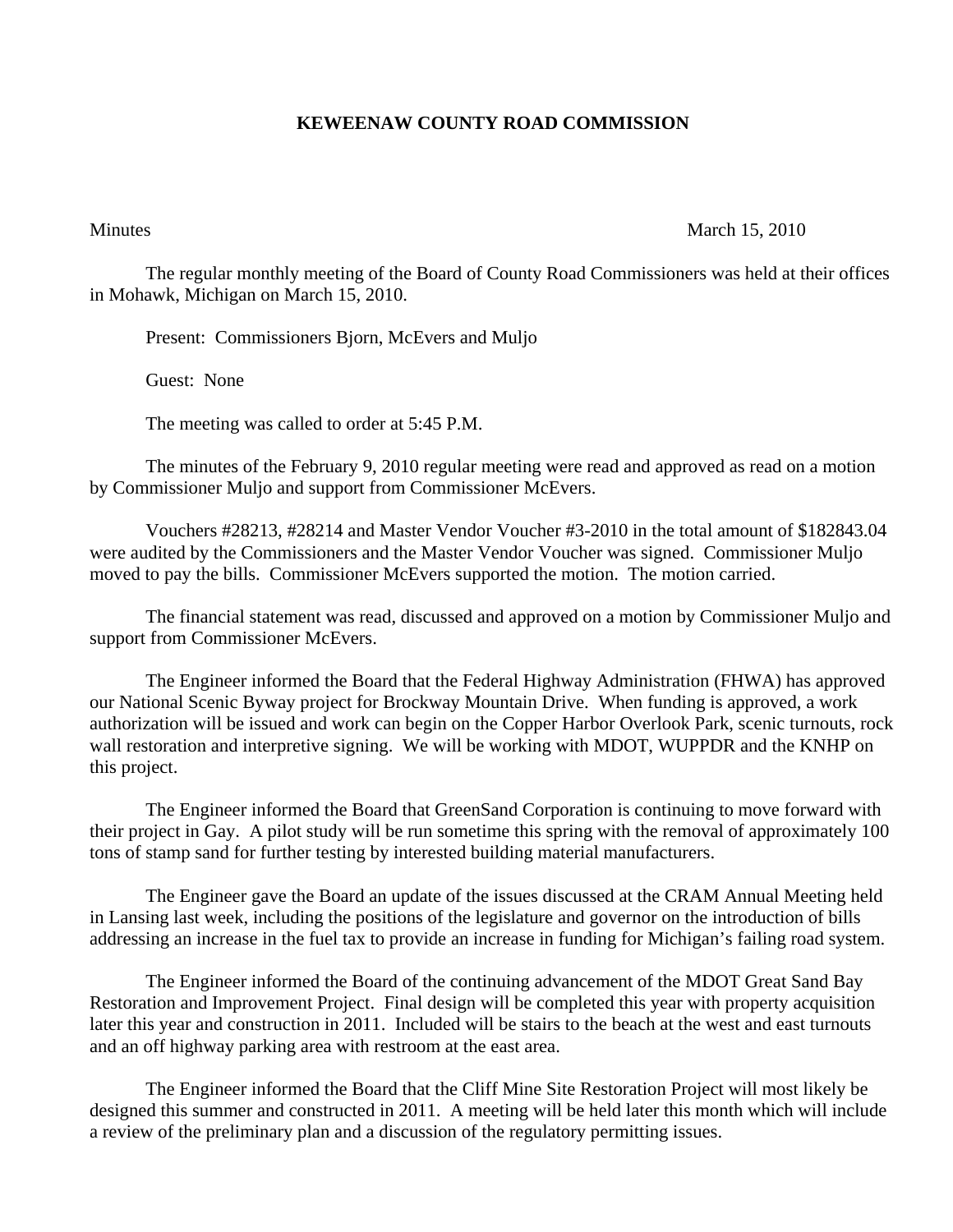# KEWEENAW COUNTY ROAD COMMISSION

Minutes March 15, 2010

The regular monthly meeting of the Board of County Road Commissioners was held at their offices in Mohawk, Michigan on March 15, 2010.

Present: Commissioners Bjorn, McEvers and Muljo

Guest: None

The meeting was called to order at 5:45 P.M.

The minutes of the February 9, 2010 regular meeting were read and approved as read on a motion by Commissioner Muljo and support from Commissioner McEvers.

Vouchers #28213, #28214 and Master Vendor Voucher #3-2010 in the total amount of $182843.04 were audited by the Commissioners and the Master Vendor Voucher was signed. Commissioner Muljo moved to pay the bills. Commissioner McEvers supported the motion. The motion carried.

The financial statement was read, discussed and approved on a motion by Commissioner Muljo and support from Commissioner McEvers.

The Engineer informed the Board that the Federal Highway Administration (FHWA) has approved our National Scenic Byway project for Brockway Mountain Drive. When funding is approved, a work authorization will be issued and work can begin on the Copper Harbor Overlook Park, scenic turnouts, rock wall restoration and interpretive signing. We will be working with MDOT, WUPPDR and the KNHP on this project.

The Engineer informed the Board that GreenSand Corporation is continuing to move forward with their project in Gay. A pilot study will be run sometime this spring with the removal of approximately 100 tons of stamp sand for further testing by interested building material manufacturers.

The Engineer gave the Board an update of the issues discussed at the CRAM Annual Meeting held in Lansing last week, including the positions of the legislature and governor on the introduction of bills addressing an increase in the fuel tax to provide an increase in funding for Michigan's failing road system.

The Engineer informed the Board of the continuing advancement of the MDOT Great Sand Bay Restoration and Improvement Project. Final design will be completed this year with property acquisition later this year and construction in 2011. Included will be stairs to the beach at the west and east turnouts and an off highway parking area with restroom at the east area.

The Engineer informed the Board that the Cliff Mine Site Restoration Project will most likely be designed this summer and constructed in 2011. A meeting will be held later this month which will include a review of the preliminary plan and a discussion of the regulatory permitting issues.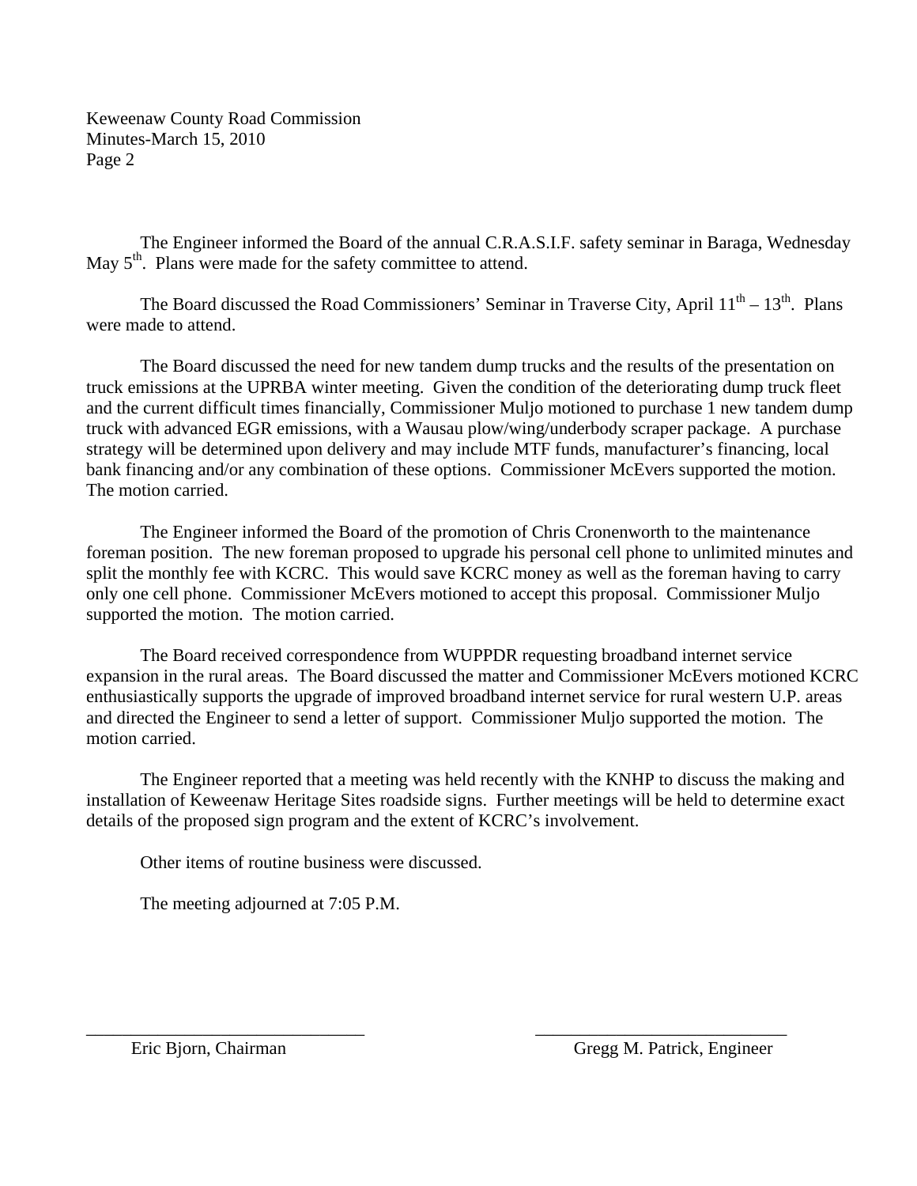The Engineer informed the Board of the annual C.R.A.S.I.F. safety seminar in Baraga, Wednesday May 5th. Plans were made for the safety committee to attend.

The Board discussed the Road Commissioners' Seminar in Traverse City, April 11th – 13th. Plans were made to attend.

The Board discussed the need for new tandem dump trucks and the results of the presentation on truck emissions at the UPRBA winter meeting. Given the condition of the deteriorating dump truck fleet and the current difficult times financially, Commissioner Muljo motioned to purchase 1 new tandem dump truck with advanced EGR emissions, with a Wausau plow/wing/underbody scraper package. A purchase strategy will be determined upon delivery and may include MTF funds, manufacturer's financing, local bank financing and/or any combination of these options. Commissioner McEvers supported the motion. The motion carried.

The Engineer informed the Board of the promotion of Chris Cronenworth to the maintenance foreman position. The new foreman proposed to upgrade his personal cell phone to unlimited minutes and split the monthly fee with KCRC. This would save KCRC money as well as the foreman having to carry only one cell phone. Commissioner McEvers motioned to accept this proposal. Commissioner Muljo supported the motion. The motion carried.

The Board received correspondence from WUPPDR requesting broadband internet service expansion in the rural areas. The Board discussed the matter and Commissioner McEvers motioned KCRC enthusiastically supports the upgrade of improved broadband internet service for rural western U.P. areas and directed the Engineer to send a letter of support. Commissioner Muljo supported the motion. The motion carried.

The Engineer reported that a meeting was held recently with the KNHP to discuss the making and installation of Keweenaw Heritage Sites roadside signs. Further meetings will be held to determine exact details of the proposed sign program and the extent of KCRC's involvement.

Other items of routine business were discussed.

The meeting adjourned at 7:05 P.M.

\_\_\_\_\_\_\_\_\_\_\_\_\_\_\_\_\_\_\_\_\_\_\_\_\_\_\_\_\_\_
Eric Bjorn, Chairman

\_\_\_\_\_\_\_\_\_\_\_\_\_\_\_\_\_\_\_\_\_\_\_\_\_\_\_\_\_\_
Gregg M. Patrick, Engineer